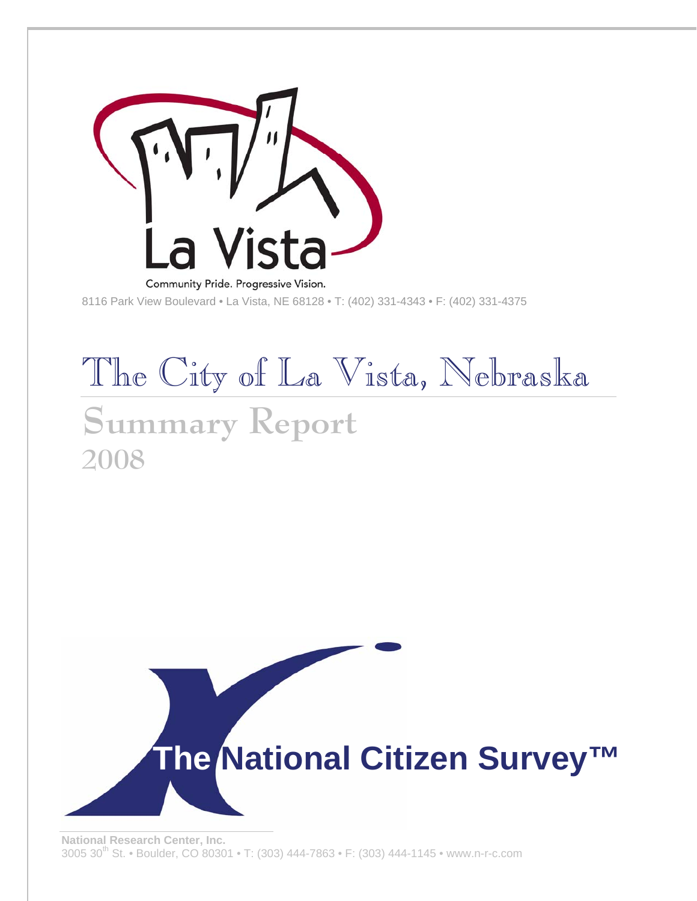La Vista

Community Pride. Progressive Vision.

8116 Park View Boulevard • La Vista, NE 68128 • T: (402) 331-4343 • F: (402) 331-4375

# The City of La Vista, Nebraska

## Summary Report

2008

**The National Citizen Survey™**

**National Research Center, Inc.**
3005 30th St. • Boulder, CO 80301 • T: (303) 444-7863 • F: (303) 444-1145 • www.n-r-c.com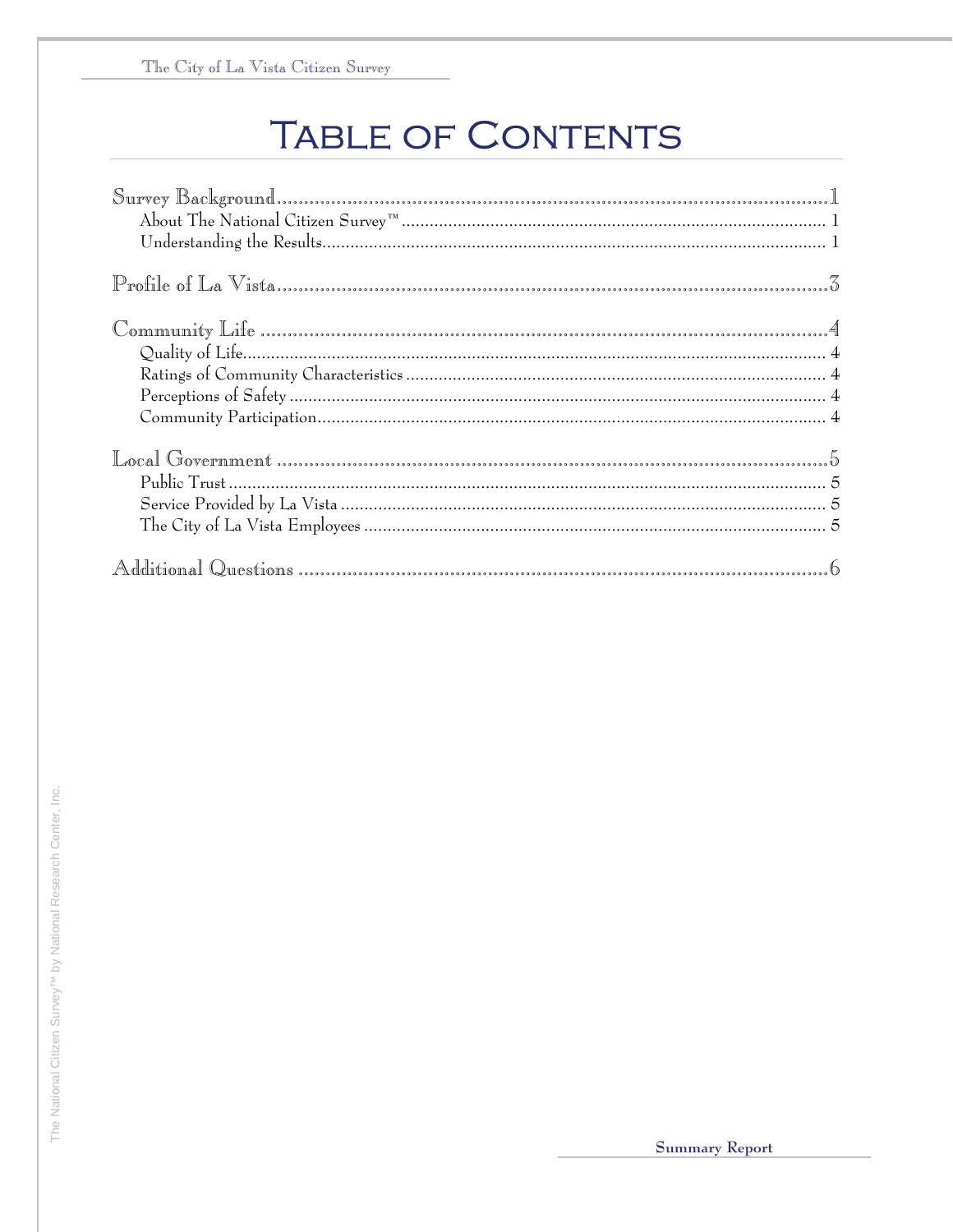# Table of Contents

Survey Background ........................................ 1
- About The National Citizen Survey™ ........................................ 1
- Understanding the Results ........................................ 1

Profile of La Vista ........................................ 3

Community Life ........................................ 4
- Quality of Life ........................................ 4
- Ratings of Community Characteristics ........................................ 4
- Perceptions of Safety ........................................ 4
- Community Participation ........................................ 4

Local Government ........................................ 5
- Public Trust ........................................ 5
- Service Provided by La Vista ........................................ 5
- The City of La Vista Employees ........................................ 5

Additional Questions ........................................ 6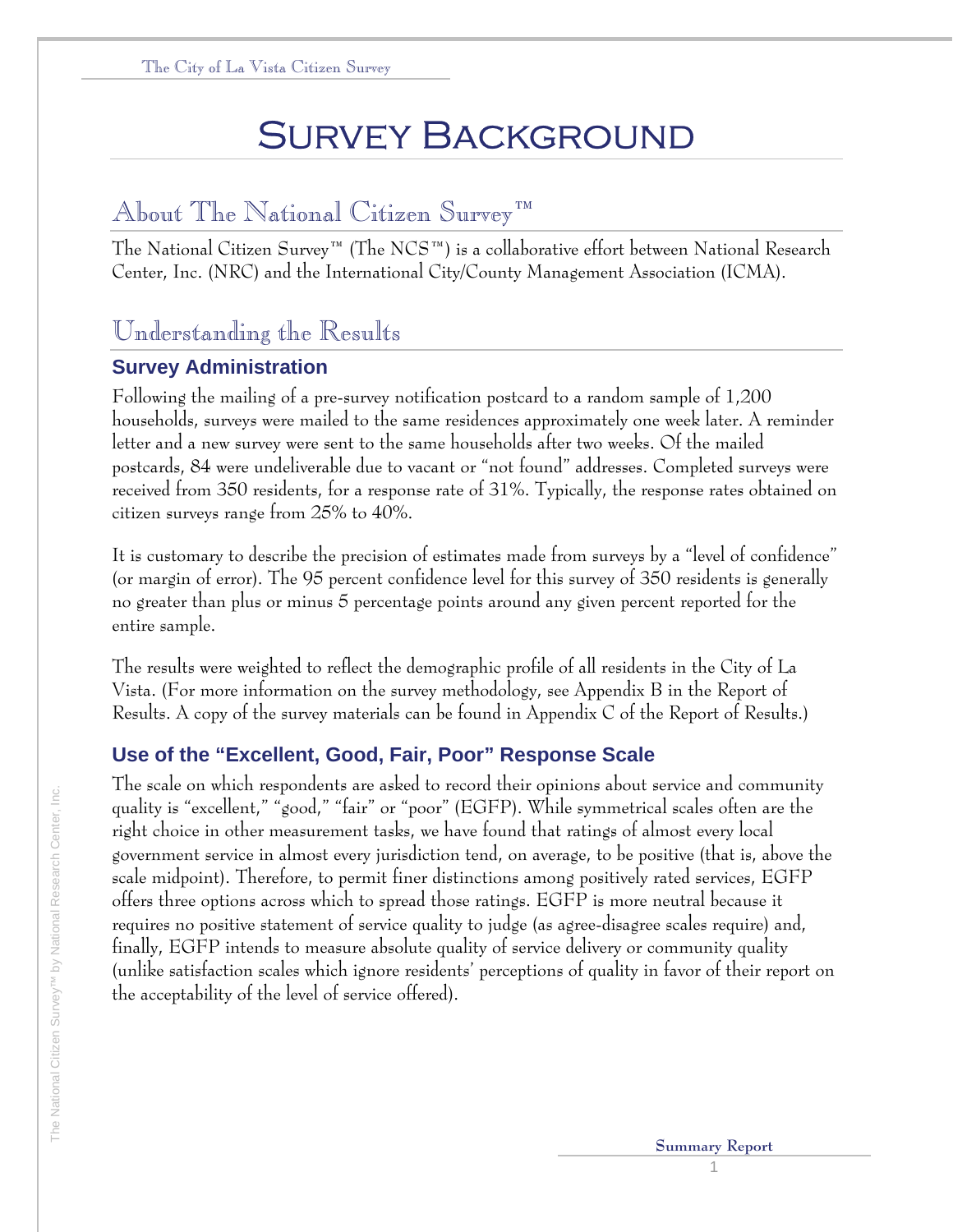# Survey Background

## About The National Citizen Survey™

The National Citizen Survey™ (The NCS™) is a collaborative effort between National Research Center, Inc. (NRC) and the International City/County Management Association (ICMA).

## Understanding the Results

### Survey Administration

Following the mailing of a pre-survey notification postcard to a random sample of 1,200 households, surveys were mailed to the same residences approximately one week later. A reminder letter and a new survey were sent to the same households after two weeks. Of the mailed postcards, 84 were undeliverable due to vacant or "not found" addresses. Completed surveys were received from 350 residents, for a response rate of 31%. Typically, the response rates obtained on citizen surveys range from 25% to 40%.

It is customary to describe the precision of estimates made from surveys by a "level of confidence" (or margin of error). The 95 percent confidence level for this survey of 350 residents is generally no greater than plus or minus 5 percentage points around any given percent reported for the entire sample.

The results were weighted to reflect the demographic profile of all residents in the City of La Vista. (For more information on the survey methodology, see Appendix B in the Report of Results. A copy of the survey materials can be found in Appendix C of the Report of Results.)

### Use of the "Excellent, Good, Fair, Poor" Response Scale

The scale on which respondents are asked to record their opinions about service and community quality is "excellent," "good," "fair" or "poor" (EGFP). While symmetrical scales often are the right choice in other measurement tasks, we have found that ratings of almost every local government service in almost every jurisdiction tend, on average, to be positive (that is, above the scale midpoint). Therefore, to permit finer distinctions among positively rated services, EGFP offers three options across which to spread those ratings. EGFP is more neutral because it requires no positive statement of service quality to judge (as agree-disagree scales require) and, finally, EGFP intends to measure absolute quality of service delivery or community quality (unlike satisfaction scales which ignore residents' perceptions of quality in favor of their report on the acceptability of the level of service offered).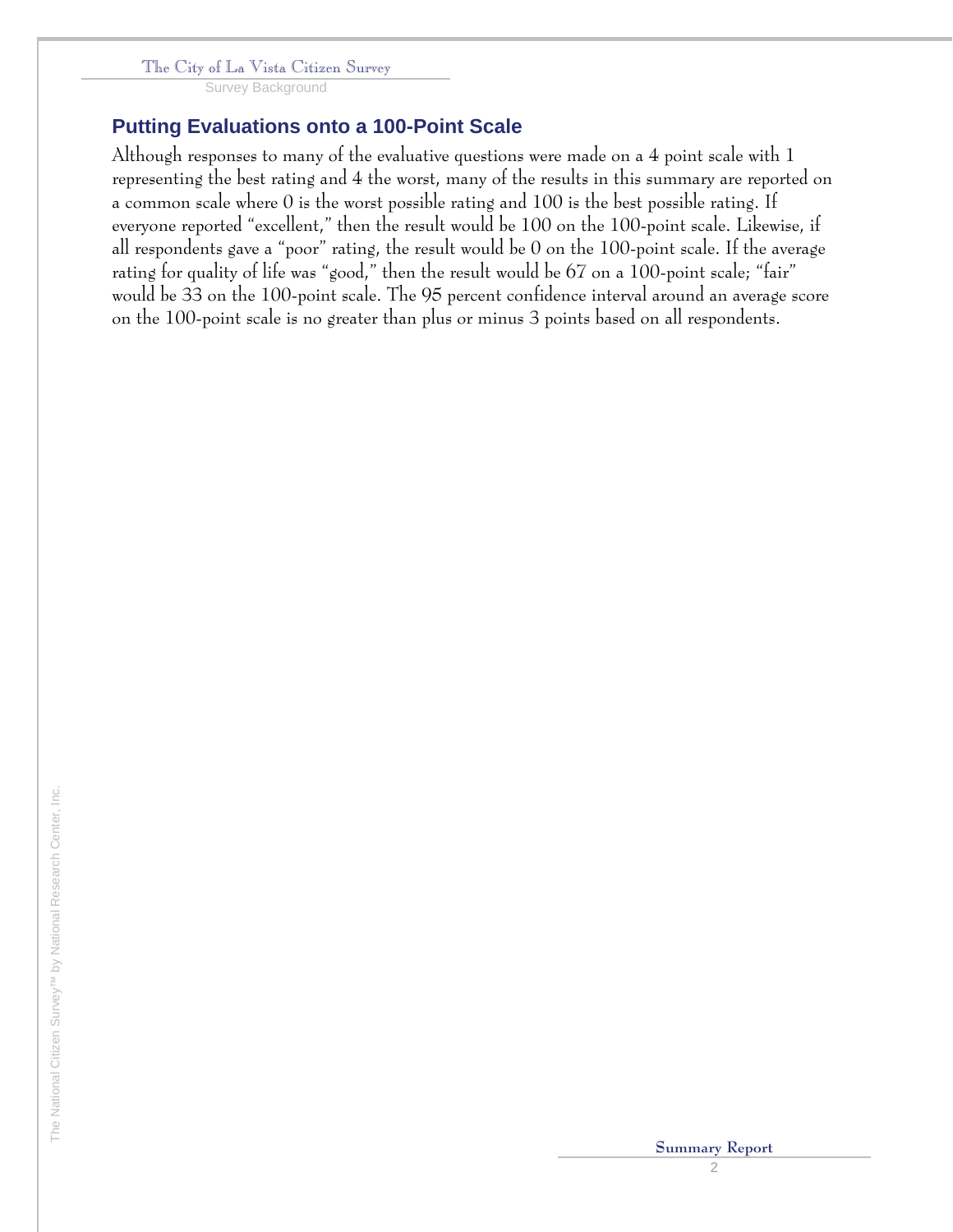## Putting Evaluations onto a 100-Point Scale

Although responses to many of the evaluative questions were made on a 4 point scale with 1 representing the best rating and 4 the worst, many of the results in this summary are reported on a common scale where 0 is the worst possible rating and 100 is the best possible rating. If everyone reported "excellent," then the result would be 100 on the 100-point scale. Likewise, if all respondents gave a "poor" rating, the result would be 0 on the 100-point scale. If the average rating for quality of life was "good," then the result would be 67 on a 100-point scale; "fair" would be 33 on the 100-point scale. The 95 percent confidence interval around an average score on the 100-point scale is no greater than plus or minus 3 points based on all respondents.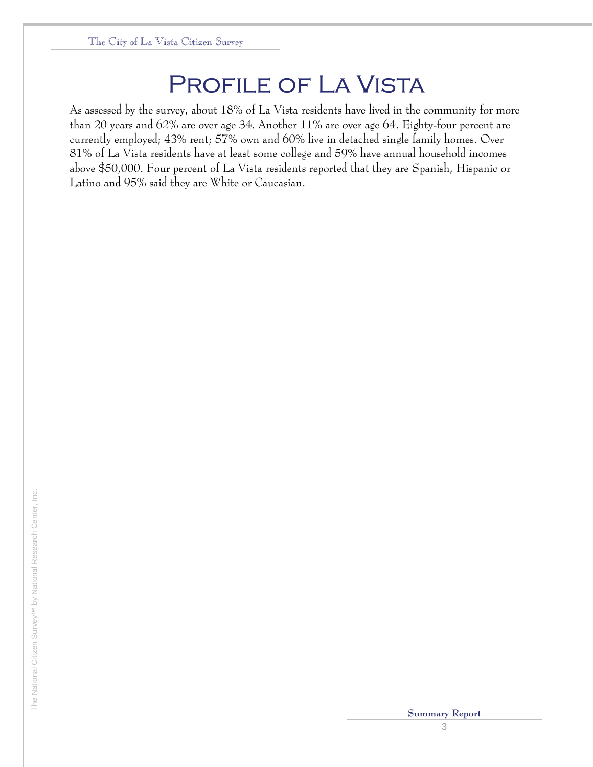# Profile of La Vista

As assessed by the survey, about 18% of La Vista residents have lived in the community for more than 20 years and 62% are over age 34. Another 11% are over age 64. Eighty-four percent are currently employed; 43% rent; 57% own and 60% live in detached single family homes. Over 81% of La Vista residents have at least some college and 59% have annual household incomes above $50,000. Four percent of La Vista residents reported that they are Spanish, Hispanic or Latino and 95% said they are White or Caucasian.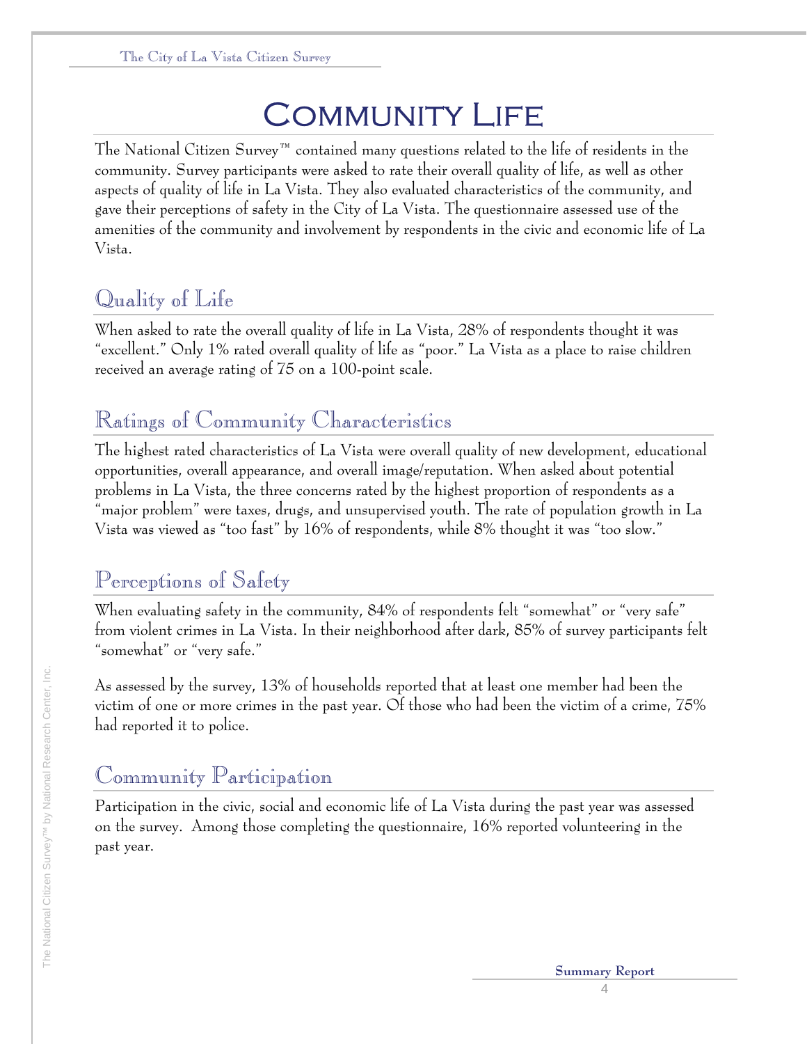# Community Life

The National Citizen Survey™ contained many questions related to the life of residents in the community. Survey participants were asked to rate their overall quality of life, as well as other aspects of quality of life in La Vista. They also evaluated characteristics of the community, and gave their perceptions of safety in the City of La Vista. The questionnaire assessed use of the amenities of the community and involvement by respondents in the civic and economic life of La Vista.

## Quality of Life

When asked to rate the overall quality of life in La Vista, 28% of respondents thought it was "excellent." Only 1% rated overall quality of life as "poor." La Vista as a place to raise children received an average rating of 75 on a 100-point scale.

## Ratings of Community Characteristics

The highest rated characteristics of La Vista were overall quality of new development, educational opportunities, overall appearance, and overall image/reputation. When asked about potential problems in La Vista, the three concerns rated by the highest proportion of respondents as a "major problem" were taxes, drugs, and unsupervised youth. The rate of population growth in La Vista was viewed as "too fast" by 16% of respondents, while 8% thought it was "too slow."

## Perceptions of Safety

When evaluating safety in the community, 84% of respondents felt "somewhat" or "very safe" from violent crimes in La Vista. In their neighborhood after dark, 85% of survey participants felt "somewhat" or "very safe."

As assessed by the survey, 13% of households reported that at least one member had been the victim of one or more crimes in the past year. Of those who had been the victim of a crime, 75% had reported it to police.

## Community Participation

Participation in the civic, social and economic life of La Vista during the past year was assessed on the survey. Among those completing the questionnaire, 16% reported volunteering in the past year.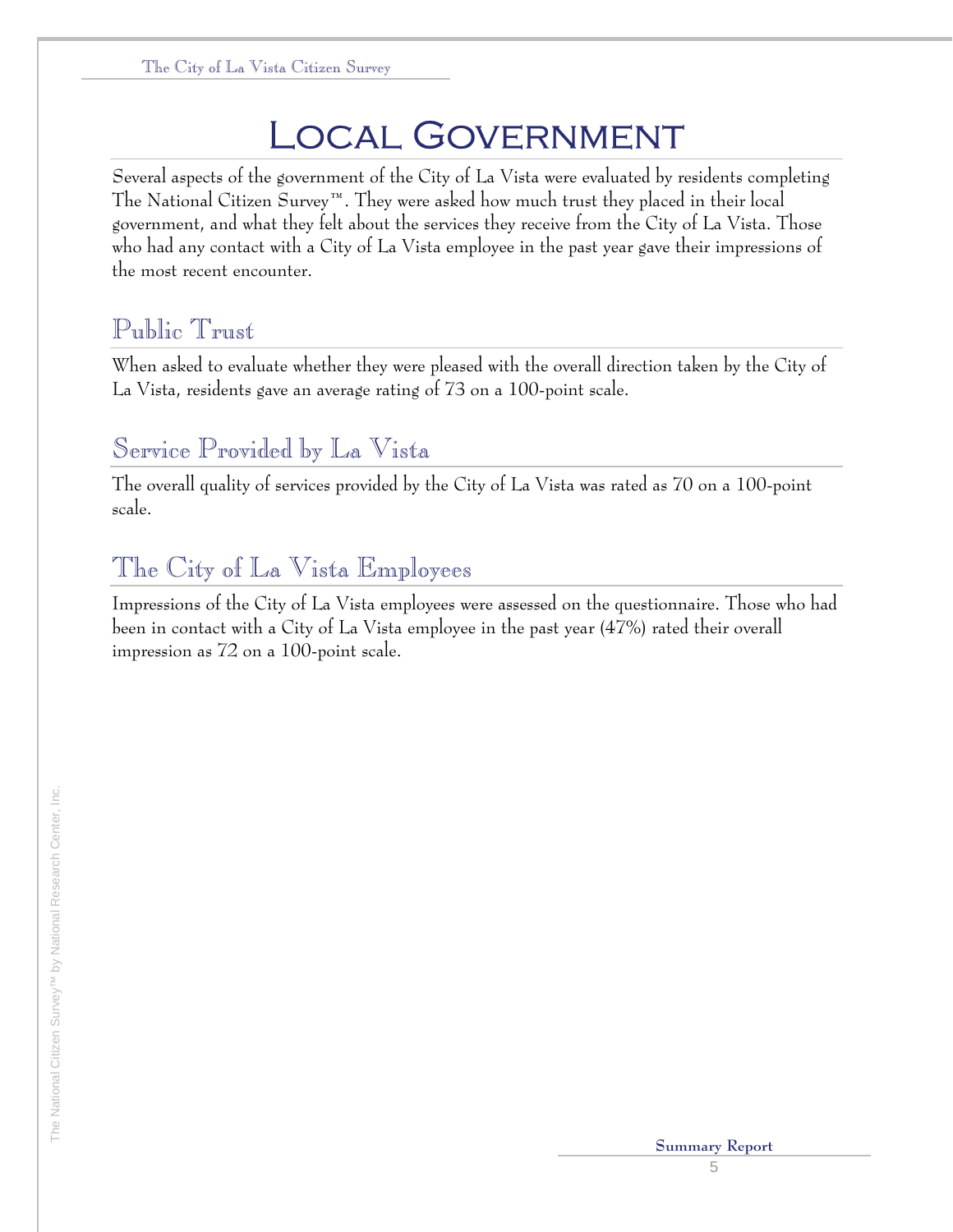# Local Government

Several aspects of the government of the City of La Vista were evaluated by residents completing The National Citizen Survey™. They were asked how much trust they placed in their local government, and what they felt about the services they receive from the City of La Vista. Those who had any contact with a City of La Vista employee in the past year gave their impressions of the most recent encounter.

## Public Trust

When asked to evaluate whether they were pleased with the overall direction taken by the City of La Vista, residents gave an average rating of 73 on a 100-point scale.

## Service Provided by La Vista

The overall quality of services provided by the City of La Vista was rated as 70 on a 100-point scale.

## The City of La Vista Employees

Impressions of the City of La Vista employees were assessed on the questionnaire. Those who had been in contact with a City of La Vista employee in the past year (47%) rated their overall impression as 72 on a 100-point scale.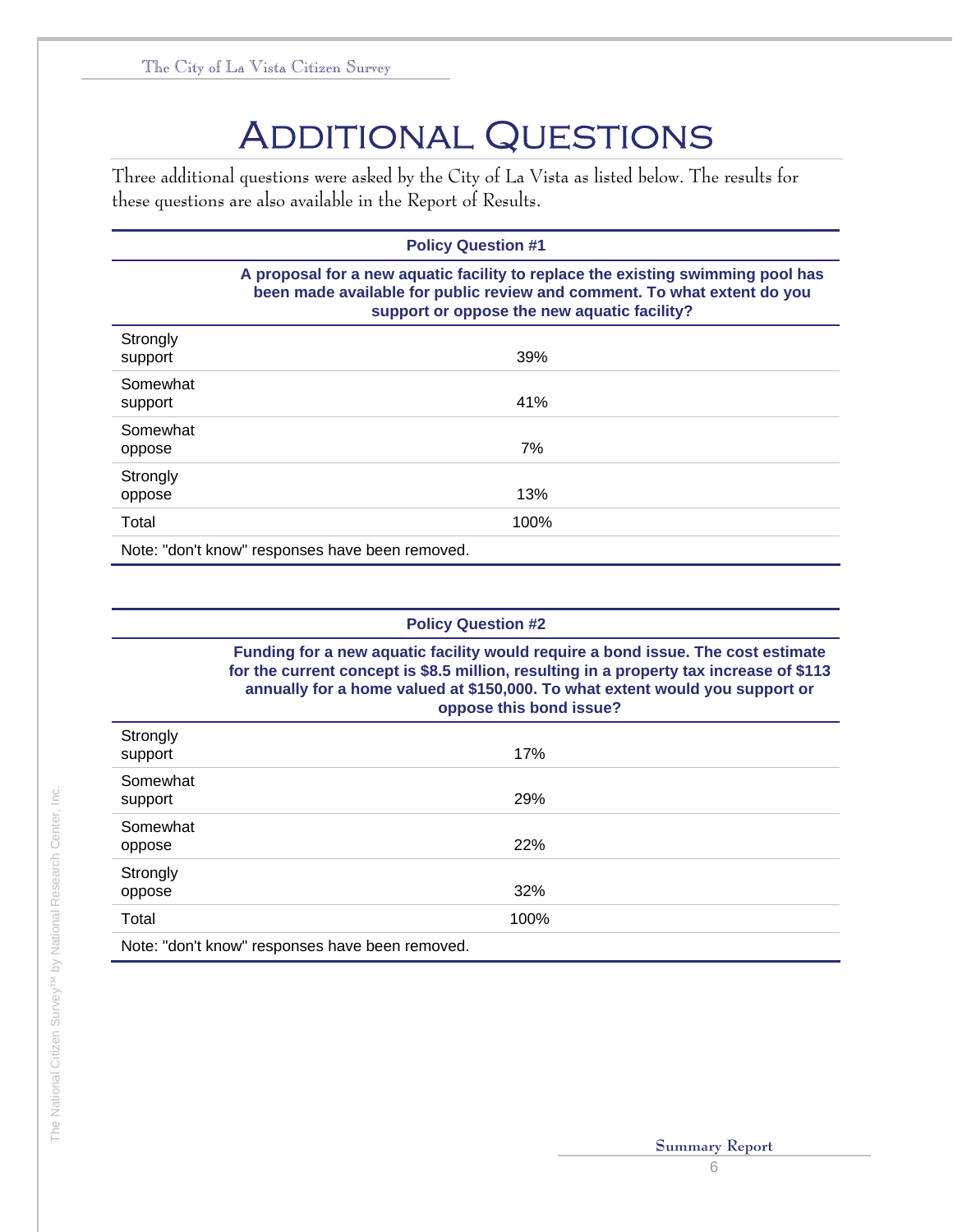# Additional Questions

Three additional questions were asked by the City of La Vista as listed below. The results for these questions are also available in the Report of Results.

| Policy Question #1 | |
|---|---|
| | **A proposal for a new aquatic facility to replace the existing swimming pool has been made available for public review and comment. To what extent do you support or oppose the new aquatic facility?** |
| Strongly support | 39% |
| Somewhat support | 41% |
| Somewhat oppose | 7% |
| Strongly oppose | 13% |
| Total | 100% |
| Note: "don't know" responses have been removed. | |

| Policy Question #2 | |
|---|---|
| | **Funding for a new aquatic facility would require a bond issue. The cost estimate for the current concept is $8.5 million, resulting in a property tax increase of $113 annually for a home valued at $150,000. To what extent would you support or oppose this bond issue?** |
| Strongly support | 17% |
| Somewhat support | 29% |
| Somewhat oppose | 22% |
| Strongly oppose | 32% |
| Total | 100% |
| Note: "don't know" responses have been removed. | |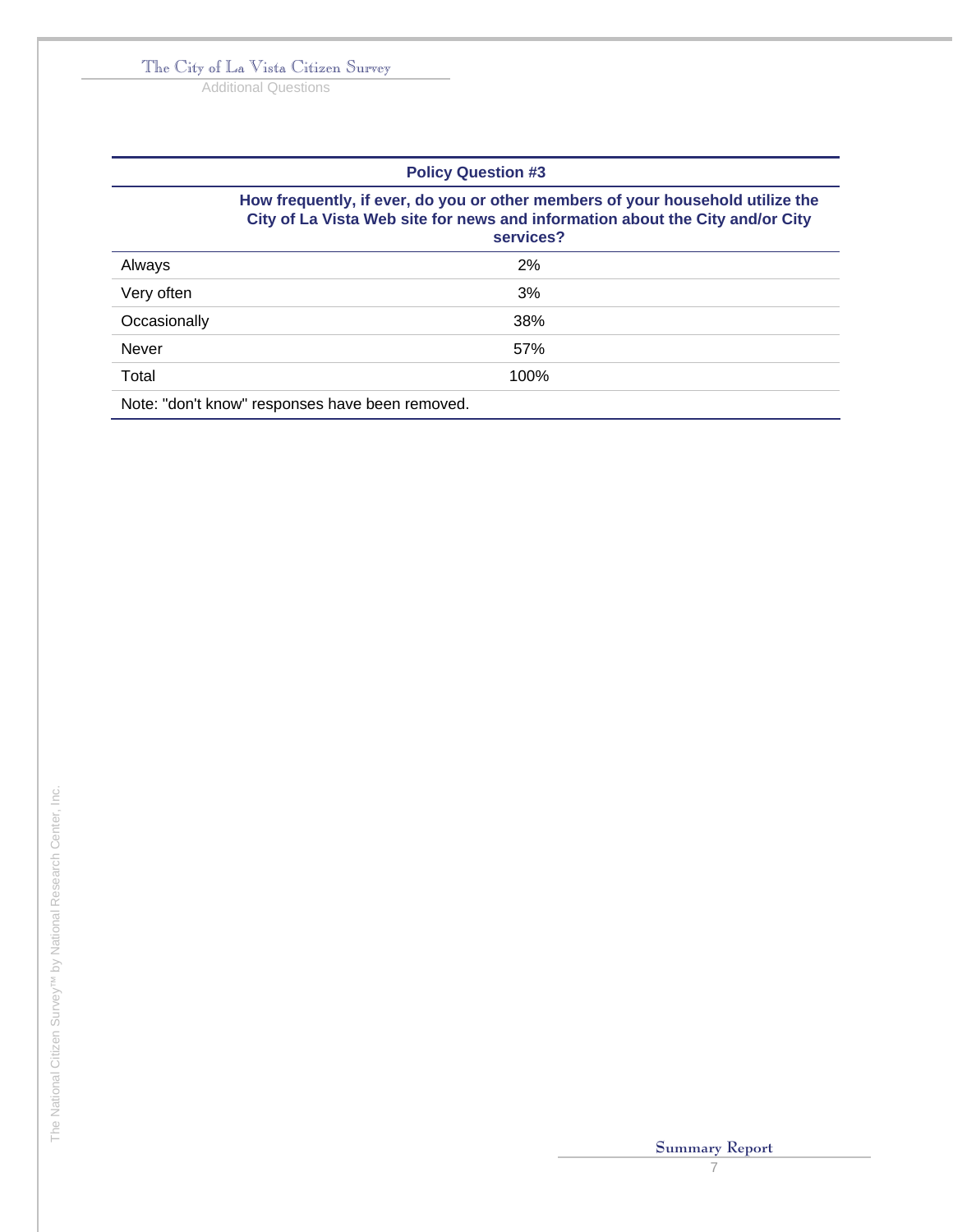| Policy Question #3 | |
|---|---|
| | How frequently, if ever, do you or other members of your household utilize the City of La Vista Web site for news and information about the City and/or City services? |
| Always | 2% |
| Very often | 3% |
| Occasionally | 38% |
| Never | 57% |
| Total | 100% |

Note: "don't know" responses have been removed.